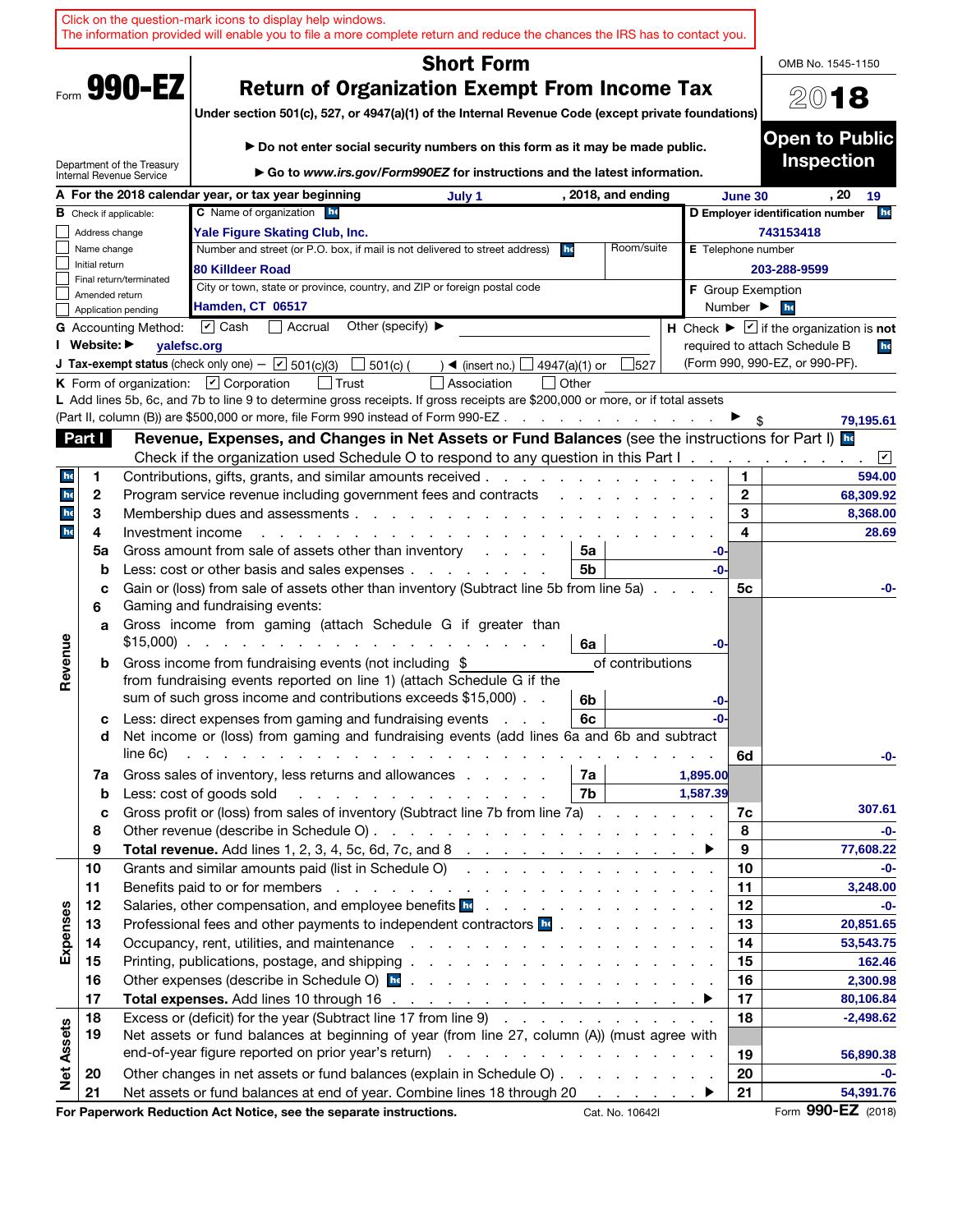Click on the question-mark icons to display help windows.
The information provided will enable you to file a more complete return and reduce the chances the IRS has to contact you.

Form **990-EZ**

Department of the Treasury
Internal Revenue Service

# Short Form
## Return of Organization Exempt From Income Tax

**Under section 501(c), 527, or 4947(a)(1) of the Internal Revenue Code (except private foundations)**

▶ Do not enter social security numbers on this form as it may be made public.

▶ Go to *www.irs.gov/Form990EZ* for instructions and the latest information.

OMB No. 1545-1150

**2018**

**Open to Public Inspection**

**A** For the 2018 calendar year, or tax year beginning July 1, 2018, and ending June 30, 20 19

**B** Check if applicable:
- ☐ Address change
- ☐ Name change
- ☐ Initial return
- ☐ Final return/terminated
- ☐ Amended return
- ☐ Application pending

**C** Name of organization: Yale Figure Skating Club, Inc.

Number and street (or P.O. box, if mail is not delivered to street address): 80 Killdeer Road — Room/suite:

City or town, state or province, country, and ZIP or foreign postal code: Hamden, CT 06517

**D** Employer identification number: 743153418

**E** Telephone number: 203-288-9599

**F** Group Exemption Number ▶

**G** Accounting Method: ☑ Cash ☐ Accrual Other (specify) ▶

**H** Check ▶ ☑ if the organization is **not** required to attach Schedule B (Form 990, 990-EZ, or 990-PF).

**I** Website: ▶ yalefsc.org

**J** Tax-exempt status (check only one) — ☑ 501(c)(3) ☐ 501(c) ( ) ◀ (insert no.) ☐ 4947(a)(1) or ☐ 527

**K** Form of organization: ☑ Corporation ☐ Trust ☐ Association ☐ Other

**L** Add lines 5b, 6c, and 7b to line 9 to determine gross receipts. If gross receipts are $200,000 or more, or if total assets (Part II, column (B)) are $500,000 or more, file Form 990 instead of Form 990-EZ . . . ▶ $ 79,195.61

**Part I** **Revenue, Expenses, and Changes in Net Assets or Fund Balances** (see the instructions for Part I)

Check if the organization used Schedule O to respond to any question in this Part I . . . ☑

| Section | Line | Description | Sub-line | Sub-amount | Line | Amount |
|---|---|---|---|---|---|---|
| Revenue | 1 | Contributions, gifts, grants, and similar amounts received | | | 1 | 594.00 |
| | 2 | Program service revenue including government fees and contracts | | | 2 | 68,309.92 |
| | 3 | Membership dues and assessments | | | 3 | 8,368.00 |
| | 4 | Investment income | | | 4 | 28.69 |
| | 5a | Gross amount from sale of assets other than inventory | 5a | -0- | | |
| | b | Less: cost or other basis and sales expenses | 5b | -0- | | |
| | c | Gain or (loss) from sale of assets other than inventory (Subtract line 5b from line 5a) | | | 5c | -0- |
| | 6 | Gaming and fundraising events: | | | | |
| | a | Gross income from gaming (attach Schedule G if greater than $15,000) | 6a | -0- | | |
| | b | Gross income from fundraising events (not including $ of contributions from fundraising events reported on line 1) (attach Schedule G if the sum of such gross income and contributions exceeds $15,000) | 6b | -0- | | |
| | c | Less: direct expenses from gaming and fundraising events | 6c | -0- | | |
| | d | Net income or (loss) from gaming and fundraising events (add lines 6a and 6b and subtract line 6c) | | | 6d | -0- |
| | 7a | Gross sales of inventory, less returns and allowances | 7a | 1,895.00 | | |
| | b | Less: cost of goods sold | 7b | 1,587.39 | | |
| | c | Gross profit or (loss) from sales of inventory (Subtract line 7b from line 7a) | | | 7c | 307.61 |
| | 8 | Other revenue (describe in Schedule O) | | | 8 | -0- |
| | 9 | **Total revenue.** Add lines 1, 2, 3, 4, 5c, 6d, 7c, and 8 ▶ | | | 9 | 77,608.22 |
| Expenses | 10 | Grants and similar amounts paid (list in Schedule O) | | | 10 | -0- |
| | 11 | Benefits paid to or for members | | | 11 | 3,248.00 |
| | 12 | Salaries, other compensation, and employee benefits | | | 12 | -0- |
| | 13 | Professional fees and other payments to independent contractors | | | 13 | 20,851.65 |
| | 14 | Occupancy, rent, utilities, and maintenance | | | 14 | 53,543.75 |
| | 15 | Printing, publications, postage, and shipping | | | 15 | 162.46 |
| | 16 | Other expenses (describe in Schedule O) | | | 16 | 2,300.98 |
| | 17 | **Total expenses.** Add lines 10 through 16 ▶ | | | 17 | 80,106.84 |
| Net Assets | 18 | Excess or (deficit) for the year (Subtract line 17 from line 9) | | | 18 | -2,498.62 |
| | 19 | Net assets or fund balances at beginning of year (from line 27, column (A)) (must agree with end-of-year figure reported on prior year's return) | | | 19 | 56,890.38 |
| | 20 | Other changes in net assets or fund balances (explain in Schedule O) | | | 20 | -0- |
| | 21 | Net assets or fund balances at end of year. Combine lines 18 through 20 ▶ | | | 21 | 54,391.76 |

**For Paperwork Reduction Act Notice, see the separate instructions.** Cat. No. 10642I Form **990-EZ** (2018)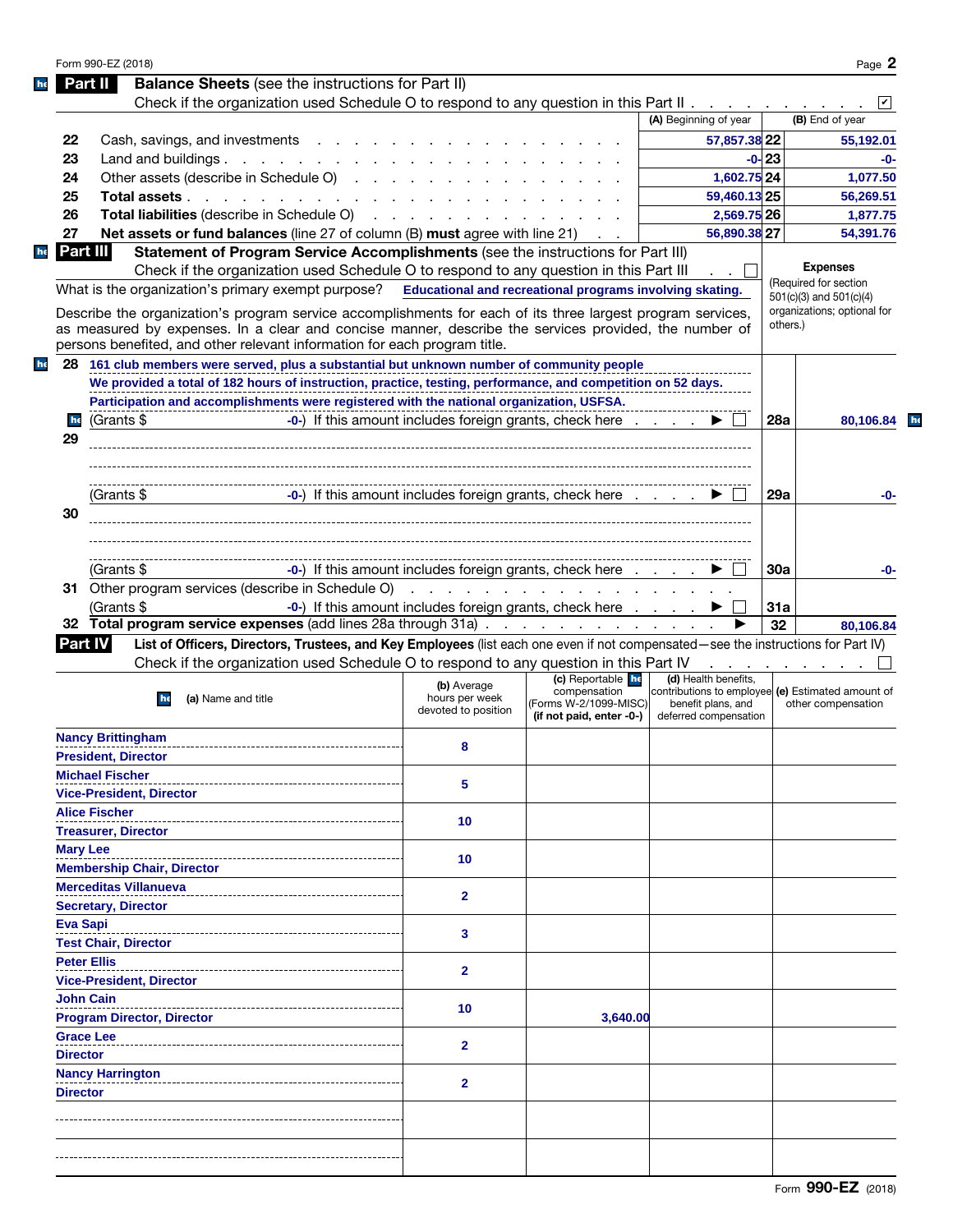Form 990-EZ (2018)

## Part II Balance Sheets (see the instructions for Part II)

Check if the organization used Schedule O to respond to any question in this Part II . . . . . . . . . . ☑

| | | (A) Beginning of year | | (B) End of year |
|---|---|---|---|---|
| 22 | Cash, savings, and investments | 57,857.38 | 22 | 55,192.01 |
| 23 | Land and buildings | -0- | 23 | -0- |
| 24 | Other assets (describe in Schedule O) | 1,602.75 | 24 | 1,077.50 |
| 25 | **Total assets** | 59,460.13 | 25 | 56,269.51 |
| 26 | **Total liabilities** (describe in Schedule O) | 2,569.75 | 26 | 1,877.75 |
| 27 | **Net assets or fund balances** (line 27 of column (B) **must** agree with line 21) | 56,890.38 | 27 | 54,391.76 |

## Part III Statement of Program Service Accomplishments (see the instructions for Part III)

Check if the organization used Schedule O to respond to any question in this Part III . . ☐

**Expenses** (Required for section 501(c)(3) and 501(c)(4) organizations; optional for others.)

What is the organization's primary exempt purpose? **Educational and recreational programs involving skating.**

Describe the organization's program service accomplishments for each of its three largest program services, as measured by expenses. In a clear and concise manner, describe the services provided, the number of persons benefited, and other relevant information for each program title.

**28** 161 club members were served, plus a substantial but unknown number of community people
We provided a total of 182 hours of instruction, practice, testing, performance, and competition on 52 days.
Participation and accomplishments were registered with the national organization, USFSA.
(Grants $ -0-) If this amount includes foreign grants, check here . . . . ▶ ☐ **28a** 80,106.84

**29**
(Grants $ -0-) If this amount includes foreign grants, check here . . . . ▶ ☐ **29a** -0-

**30**
(Grants $ -0-) If this amount includes foreign grants, check here . . . . ▶ ☐ **30a** -0-

**31** Other program services (describe in Schedule O)
(Grants $ -0-) If this amount includes foreign grants, check here . . . . ▶ ☐ **31a**

**32 Total program service expenses** (add lines 28a through 31a) . . . . ▶ **32** 80,106.84

## Part IV List of Officers, Directors, Trustees, and Key Employees (list each one even if not compensated—see the instructions for Part IV)

Check if the organization used Schedule O to respond to any question in this Part IV . . . . . . . . ☐

| (a) Name and title | (b) Average hours per week devoted to position | (c) Reportable compensation (Forms W-2/1099-MISC) (if not paid, enter -0-) | (d) Health benefits, contributions to employee benefit plans, and deferred compensation | (e) Estimated amount of other compensation |
|---|---|---|---|---|
| Nancy Brittingham<br>President, Director | 8 | | | |
| Michael Fischer<br>Vice-President, Director | 5 | | | |
| Alice Fischer<br>Treasurer, Director | 10 | | | |
| Mary Lee<br>Membership Chair, Director | 10 | | | |
| Merceditas Villanueva<br>Secretary, Director | 2 | | | |
| Eva Sapi<br>Test Chair, Director | 3 | | | |
| Peter Ellis<br>Vice-President, Director | 2 | | | |
| John Cain<br>Program Director, Director | 10 | 3,640.00 | | |
| Grace Lee<br>Director | 2 | | | |
| Nancy Harrington<br>Director | 2 | | | |
| | | | | |
| | | | | |

Form **990-EZ** (2018)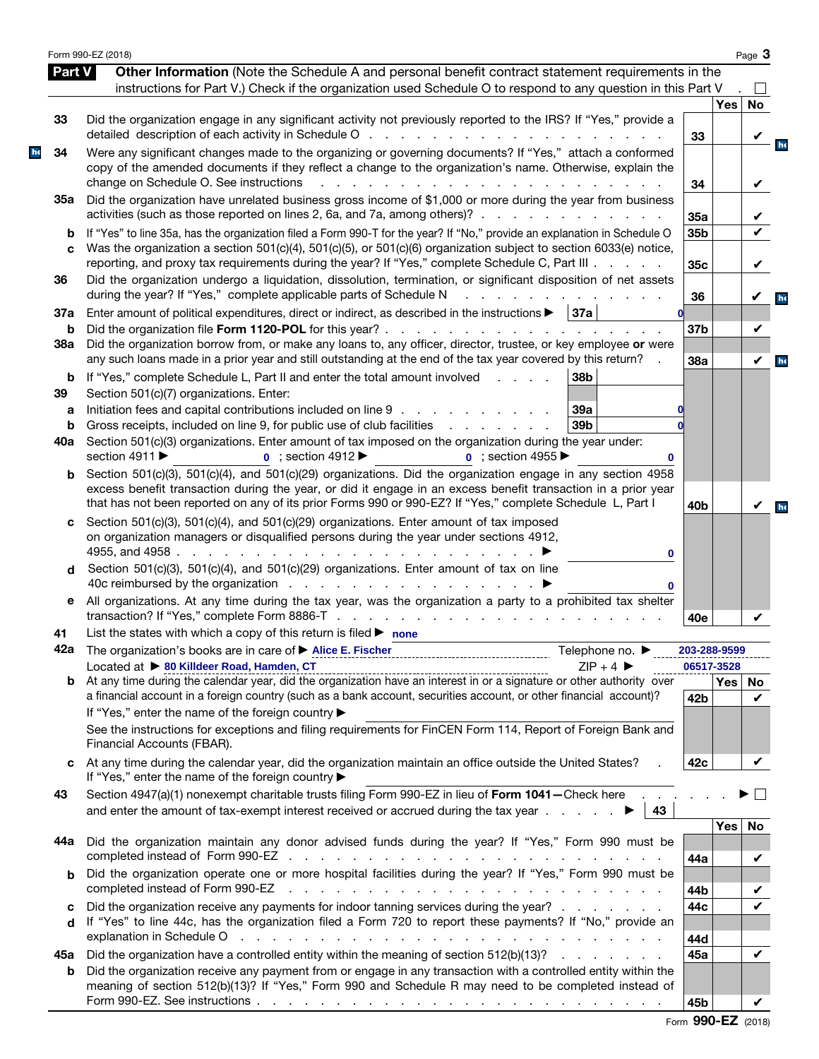## Part V Other Information (Note the Schedule A and personal benefit contract statement requirements in the instructions for Part V.) Check if the organization used Schedule O to respond to any question in this Part V . ☐

| | | | Yes | No |
|---|---|---|---|---|
| 33 | Did the organization engage in any significant activity not previously reported to the IRS? If "Yes," provide a detailed description of each activity in Schedule O | 33 | | ✔ |
| 34 | Were any significant changes made to the organizing or governing documents? If "Yes," attach a conformed copy of the amended documents if they reflect a change to the organization's name. Otherwise, explain the change on Schedule O. See instructions | 34 | | ✔ |
| 35a | Did the organization have unrelated business gross income of $1,000 or more during the year from business activities (such as those reported on lines 2, 6a, and 7a, among others)? | 35a | | ✔ |
| b | If "Yes" to line 35a, has the organization filed a Form 990-T for the year? If "No," provide an explanation in Schedule O | 35b | | ✔ |
| c | Was the organization a section 501(c)(4), 501(c)(5), or 501(c)(6) organization subject to section 6033(e) notice, reporting, and proxy tax requirements during the year? If "Yes," complete Schedule C, Part III | 35c | | ✔ |
| 36 | Did the organization undergo a liquidation, dissolution, termination, or significant disposition of net assets during the year? If "Yes," complete applicable parts of Schedule N | 36 | | ✔ |
| 37a | Enter amount of political expenditures, direct or indirect, as described in the instructions ▶ 37a 0 | | | |
| b | Did the organization file **Form 1120-POL** for this year? | 37b | | ✔ |
| 38a | Did the organization borrow from, or make any loans to, any officer, director, trustee, or key employee **or** were any such loans made in a prior year and still outstanding at the end of the tax year covered by this return? | 38a | | ✔ |
| b | If "Yes," complete Schedule L, Part II and enter the total amount involved 38b | | | |
| 39 | Section 501(c)(7) organizations. Enter: | | | |
| a | Initiation fees and capital contributions included on line 9 39a 0 | | | |
| b | Gross receipts, included on line 9, for public use of club facilities 39b 0 | | | |
| 40a | Section 501(c)(3) organizations. Enter amount of tax imposed on the organization during the year under: section 4911 ▶ 0 ; section 4912 ▶ 0 ; section 4955 ▶ 0 | | | |
| b | Section 501(c)(3), 501(c)(4), and 501(c)(29) organizations. Did the organization engage in any section 4958 excess benefit transaction during the year, or did it engage in an excess benefit transaction in a prior year that has not been reported on any of its prior Forms 990 or 990-EZ? If "Yes," complete Schedule L, Part I | 40b | | ✔ |
| c | Section 501(c)(3), 501(c)(4), and 501(c)(29) organizations. Enter amount of tax imposed on organization managers or disqualified persons during the year under sections 4912, 4955, and 4958 ▶ 0 | | | |
| d | Section 501(c)(3), 501(c)(4), and 501(c)(29) organizations. Enter amount of tax on line 40c reimbursed by the organization ▶ 0 | | | |
| e | All organizations. At any time during the tax year, was the organization a party to a prohibited tax shelter transaction? If "Yes," complete Form 8886-T | 40e | | ✔ |

41 List the states with which a copy of this return is filed ▶ none

42a The organization's books are in care of ▶ Alice E. Fischer Telephone no. ▶ 203-288-9599

Located at ▶ 80 Killdeer Road, Hamden, CT ZIP + 4 ▶ 06517-3528

| | | | Yes | No |
|---|---|---|---|---|
| b | At any time during the calendar year, did the organization have an interest in or a signature or other authority over a financial account in a foreign country (such as a bank account, securities account, or other financial account)? If "Yes," enter the name of the foreign country ▶<br>See the instructions for exceptions and filing requirements for FinCEN Form 114, Report of Foreign Bank and Financial Accounts (FBAR). | 42b | | ✔ |
| c | At any time during the calendar year, did the organization maintain an office outside the United States? If "Yes," enter the name of the foreign country ▶ | 42c | | ✔ |

43 Section 4947(a)(1) nonexempt charitable trusts filing Form 990-EZ in lieu of **Form 1041—**Check here ▶ ☐
and enter the amount of tax-exempt interest received or accrued during the tax year ▶ 43

| | | | Yes | No |
|---|---|---|---|---|
| 44a | Did the organization maintain any donor advised funds during the year? If "Yes," Form 990 must be completed instead of Form 990-EZ | 44a | | ✔ |
| b | Did the organization operate one or more hospital facilities during the year? If "Yes," Form 990 must be completed instead of Form 990-EZ | 44b | | ✔ |
| c | Did the organization receive any payments for indoor tanning services during the year? | 44c | | ✔ |
| d | If "Yes" to line 44c, has the organization filed a Form 720 to report these payments? If "No," provide an explanation in Schedule O | 44d | | |
| 45a | Did the organization have a controlled entity within the meaning of section 512(b)(13)? | 45a | | ✔ |
| b | Did the organization receive any payment from or engage in any transaction with a controlled entity within the meaning of section 512(b)(13)? If "Yes," Form 990 and Schedule R may need to be completed instead of Form 990-EZ. See instructions | 45b | | ✔ |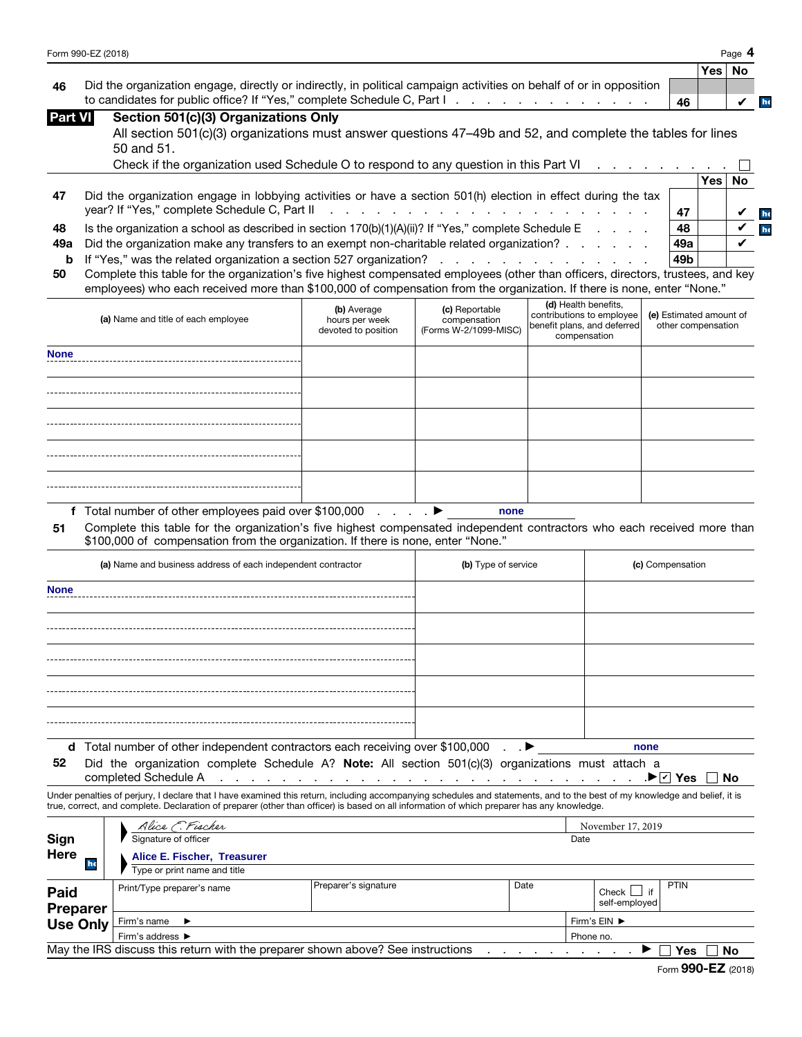| | | | Yes | No |
|---|---|---|---|---|
| **46** | Did the organization engage, directly or indirectly, in political campaign activities on behalf of or in opposition to candidates for public office? If "Yes," complete Schedule C, Part I | 46 | | ✔ |

## Part VI Section 501(c)(3) Organizations Only

All section 501(c)(3) organizations must answer questions 47–49b and 52, and complete the tables for lines 50 and 51.

Check if the organization used Schedule O to respond to any question in this Part VI ☐

| | | | Yes | No |
|---|---|---|---|---|
| **47** | Did the organization engage in lobbying activities or have a section 501(h) election in effect during the tax year? If "Yes," complete Schedule C, Part II | 47 | | ✔ |
| **48** | Is the organization a school as described in section 170(b)(1)(A)(ii)? If "Yes," complete Schedule E | 48 | | ✔ |
| **49a** | Did the organization make any transfers to an exempt non-charitable related organization? | 49a | | ✔ |
| **b** | If "Yes," was the related organization a section 527 organization? | 49b | | |

**50** Complete this table for the organization's five highest compensated employees (other than officers, directors, trustees, and key employees) who each received more than $100,000 of compensation from the organization. If there is none, enter "None."

| (a) Name and title of each employee | (b) Average hours per week devoted to position | (c) Reportable compensation (Forms W-2/1099-MISC) | (d) Health benefits, contributions to employee benefit plans, and deferred compensation | (e) Estimated amount of other compensation |
|---|---|---|---|---|
| None | | | | |
| | | | | |
| | | | | |
| | | | | |
| | | | | |

**f** Total number of other employees paid over $100,000 ▶ none

**51** Complete this table for the organization's five highest compensated independent contractors who each received more than $100,000 of compensation from the organization. If there is none, enter "None."

| (a) Name and business address of each independent contractor | (b) Type of service | (c) Compensation |
|---|---|---|
| None | | |
| | | |
| | | |
| | | |
| | | |

**d** Total number of other independent contractors each receiving over $100,000 ▶ none

**52** Did the organization complete Schedule A? **Note:** All section 501(c)(3) organizations must attach a completed Schedule A ▶ ☑ Yes ☐ No

Under penalties of perjury, I declare that I have examined this return, including accompanying schedules and statements, and to the best of my knowledge and belief, it is true, correct, and complete. Declaration of preparer (other than officer) is based on all information of which preparer has any knowledge.

**Sign Here**

Alice E. Fischer — Signature of officer | November 17, 2019 — Date

Alice E. Fischer, Treasurer — Type or print name and title

**Paid Preparer Use Only**

| Print/Type preparer's name | Preparer's signature | Date | Check ☐ if self-employed | PTIN |
|---|---|---|---|---|
| | | | | |
| Firm's name ▶ | | | Firm's EIN ▶ | |
| Firm's address ▶ | | | Phone no. | |

May the IRS discuss this return with the preparer shown above? See instructions ▶ ☐ Yes ☐ No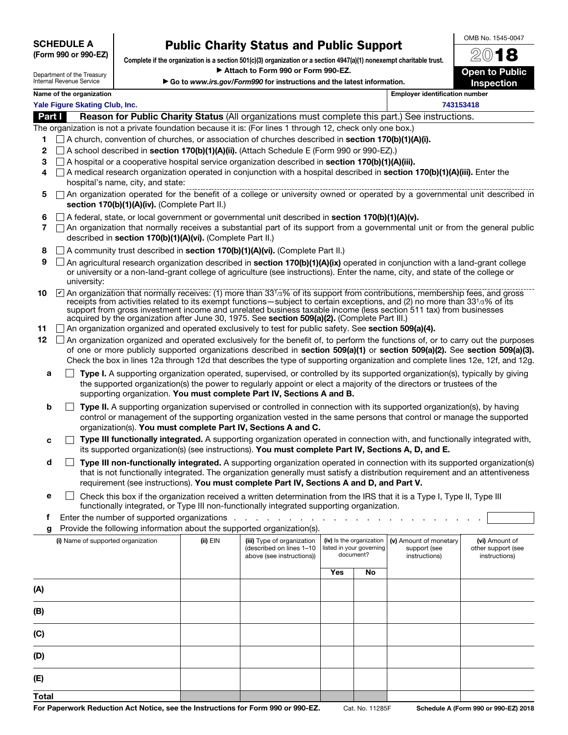**SCHEDULE A**
**(Form 990 or 990-EZ)**

Department of the Treasury
Internal Revenue Service

# Public Charity Status and Public Support

**Complete if the organization is a section 501(c)(3) organization or a section 4947(a)(1) nonexempt charitable trust.**
**▶ Attach to Form 990 or Form 990-EZ.**
**▶ Go to *www.irs.gov/Form990* for instructions and the latest information.**

OMB No. 1545-0047
**2018**
**Open to Public Inspection**

| Name of the organization | Employer identification number |
|---|---|
| Yale Figure Skating Club, Inc. | 743153418 |

## Part I — Reason for Public Charity Status (All organizations must complete this part.) See instructions.

The organization is not a private foundation because it is: (For lines 1 through 12, check only one box.)

1. ☐ A church, convention of churches, or association of churches described in **section 170(b)(1)(A)(i).**
2. ☐ A school described in **section 170(b)(1)(A)(ii).** (Attach Schedule E (Form 990 or 990-EZ).)
3. ☐ A hospital or a cooperative hospital service organization described in **section 170(b)(1)(A)(iii).**
4. ☐ A medical research organization operated in conjunction with a hospital described in **section 170(b)(1)(A)(iii).** Enter the hospital's name, city, and state:
5. ☐ An organization operated for the benefit of a college or university owned or operated by a governmental unit described in **section 170(b)(1)(A)(iv).** (Complete Part II.)
6. ☐ A federal, state, or local government or governmental unit described in **section 170(b)(1)(A)(v).**
7. ☐ An organization that normally receives a substantial part of its support from a governmental unit or from the general public described in **section 170(b)(1)(A)(vi).** (Complete Part II.)
8. ☐ A community trust described in **section 170(b)(1)(A)(vi).** (Complete Part II.)
9. ☐ An agricultural research organization described in **section 170(b)(1)(A)(ix)** operated in conjunction with a land-grant college or university or a non-land-grant college of agriculture (see instructions). Enter the name, city, and state of the college or university:
10. ☑ An organization that normally receives: (1) more than 33⅓% of its support from contributions, membership fees, and gross receipts from activities related to its exempt functions—subject to certain exceptions, and (2) no more than 33⅓% of its support from gross investment income and unrelated business taxable income (less section 511 tax) from businesses acquired by the organization after June 30, 1975. See **section 509(a)(2).** (Complete Part III.)
11. ☐ An organization organized and operated exclusively to test for public safety. See **section 509(a)(4).**
12. ☐ An organization organized and operated exclusively for the benefit of, to perform the functions of, or to carry out the purposes of one or more publicly supported organizations described in **section 509(a)(1)** or **section 509(a)(2).** See **section 509(a)(3).** Check the box in lines 12a through 12d that describes the type of supporting organization and complete lines 12e, 12f, and 12g.
   - **a** ☐ **Type I.** A supporting organization operated, supervised, or controlled by its supported organization(s), typically by giving the supported organization(s) the power to regularly appoint or elect a majority of the directors or trustees of the supporting organization. **You must complete Part IV, Sections A and B.**
   - **b** ☐ **Type II.** A supporting organization supervised or controlled in connection with its supported organization(s), by having control or management of the supporting organization vested in the same persons that control or manage the supported organization(s). **You must complete Part IV, Sections A and C.**
   - **c** ☐ **Type III functionally integrated.** A supporting organization operated in connection with, and functionally integrated with, its supported organization(s) (see instructions). **You must complete Part IV, Sections A, D, and E.**
   - **d** ☐ **Type III non-functionally integrated.** A supporting organization operated in connection with its supported organization(s) that is not functionally integrated. The organization generally must satisfy a distribution requirement and an attentiveness requirement (see instructions). **You must complete Part IV, Sections A and D, and Part V.**
   - **e** ☐ Check this box if the organization received a written determination from the IRS that it is a Type I, Type II, Type III functionally integrated, or Type III non-functionally integrated supporting organization.
   - **f** Enter the number of supported organizations . . . . . . . . . . . . . . . . . . . . . . . .
   - **g** Provide the following information about the supported organization(s).

| | (i) Name of supported organization | (ii) EIN | (iii) Type of organization (described on lines 1–10 above (see instructions)) | (iv) Is the organization listed in your governing document? Yes | No | (v) Amount of monetary support (see instructions) | (vi) Amount of other support (see instructions) |
|---|---|---|---|---|---|---|---|
| (A) | | | | | | | |
| (B) | | | | | | | |
| (C) | | | | | | | |
| (D) | | | | | | | |
| (E) | | | | | | | |
| Total | | | | | | | |

For Paperwork Reduction Act Notice, see the Instructions for Form 990 or 990-EZ. Cat. No. 11285F **Schedule A (Form 990 or 990-EZ) 2018**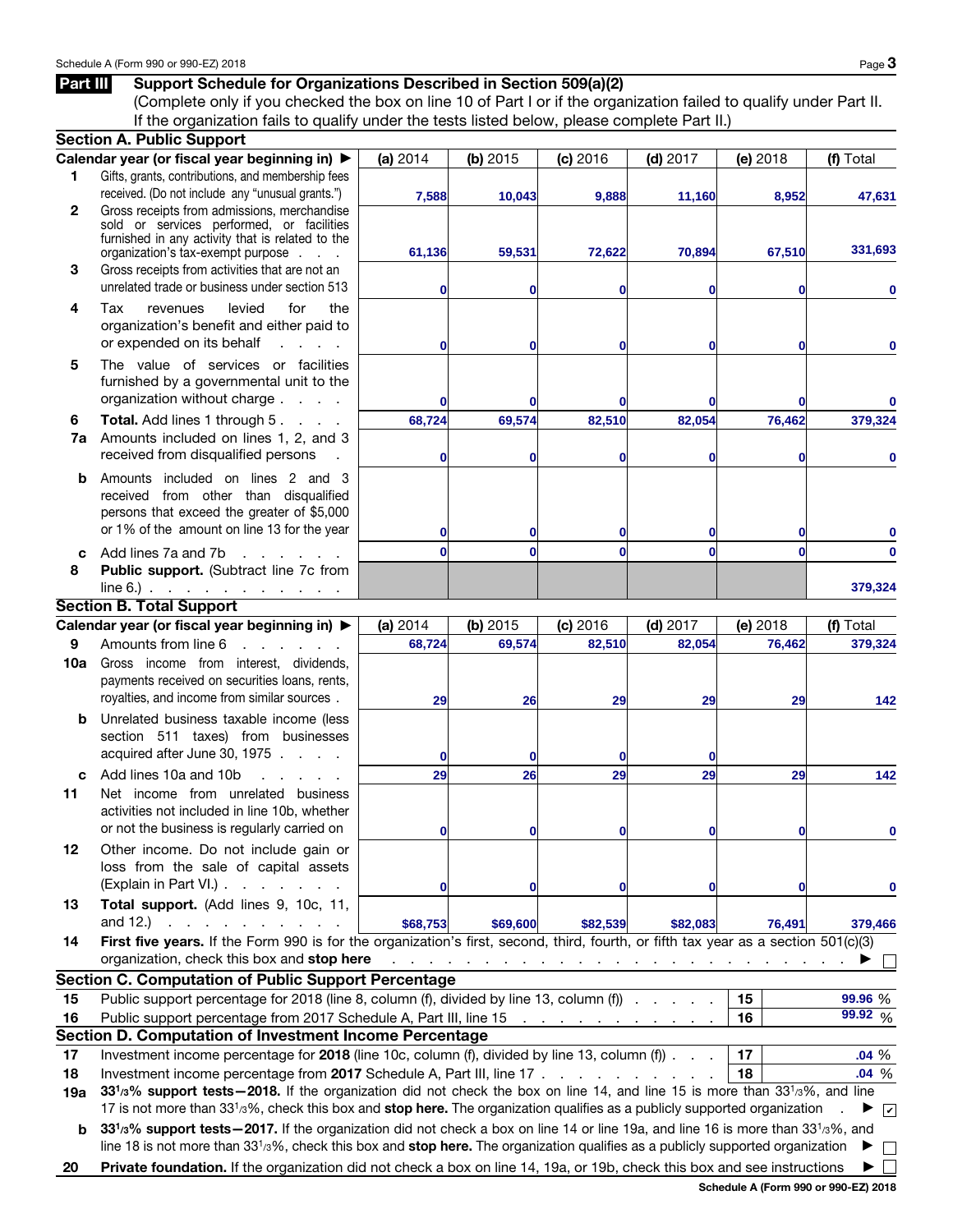## Part III Support Schedule for Organizations Described in Section 509(a)(2)

(Complete only if you checked the box on line 10 of Part I or if the organization failed to qualify under Part II. If the organization fails to qualify under the tests listed below, please complete Part II.)

### Section A. Public Support

| | Calendar year (or fiscal year beginning in) ▶ | (a) 2014 | (b) 2015 | (c) 2016 | (d) 2017 | (e) 2018 | (f) Total |
|---|---|---|---|---|---|---|---|
| 1 | Gifts, grants, contributions, and membership fees received. (Do not include any "unusual grants.") | 7,588 | 10,043 | 9,888 | 11,160 | 8,952 | 47,631 |
| 2 | Gross receipts from admissions, merchandise sold or services performed, or facilities furnished in any activity that is related to the organization's tax-exempt purpose | 61,136 | 59,531 | 72,622 | 70,894 | 67,510 | 331,693 |
| 3 | Gross receipts from activities that are not an unrelated trade or business under section 513 | 0 | 0 | 0 | 0 | 0 | 0 |
| 4 | Tax revenues levied for the organization's benefit and either paid to or expended on its behalf | 0 | 0 | 0 | 0 | 0 | 0 |
| 5 | The value of services or facilities furnished by a governmental unit to the organization without charge | 0 | 0 | 0 | 0 | 0 | 0 |
| 6 | **Total.** Add lines 1 through 5 | 68,724 | 69,574 | 82,510 | 82,054 | 76,462 | 379,324 |
| 7a | Amounts included on lines 1, 2, and 3 received from disqualified persons | 0 | 0 | 0 | 0 | 0 | 0 |
| b | Amounts included on lines 2 and 3 received from other than disqualified persons that exceed the greater of $5,000 or 1% of the amount on line 13 for the year | 0 | 0 | 0 | 0 | 0 | 0 |
| c | Add lines 7a and 7b | 0 | 0 | 0 | 0 | 0 | 0 |
| 8 | **Public support.** (Subtract line 7c from line 6.) | | | | | | 379,324 |

### Section B. Total Support

| | Calendar year (or fiscal year beginning in) ▶ | (a) 2014 | (b) 2015 | (c) 2016 | (d) 2017 | (e) 2018 | (f) Total |
|---|---|---|---|---|---|---|---|
| 9 | Amounts from line 6 | 68,724 | 69,574 | 82,510 | 82,054 | 76,462 | 379,324 |
| 10a | Gross income from interest, dividends, payments received on securities loans, rents, royalties, and income from similar sources | 29 | 26 | 29 | 29 | 29 | 142 |
| b | Unrelated business taxable income (less section 511 taxes) from businesses acquired after June 30, 1975 | 0 | 0 | 0 | 0 | | |
| c | Add lines 10a and 10b | 29 | 26 | 29 | 29 | 29 | 142 |
| 11 | Net income from unrelated business activities not included in line 10b, whether or not the business is regularly carried on | 0 | 0 | 0 | 0 | 0 | 0 |
| 12 | Other income. Do not include gain or loss from the sale of capital assets (Explain in Part VI.) | 0 | 0 | 0 | 0 | 0 | 0 |
| 13 | **Total support.** (Add lines 9, 10c, 11, and 12.) | $68,753 | $69,600 | $82,539 | $82,083 | 76,491 | 379,466 |

14 **First five years.** If the Form 990 is for the organization's first, second, third, fourth, or fifth tax year as a section 501(c)(3) organization, check this box and **stop here** ▶ ☐

### Section C. Computation of Public Support Percentage

| | | | |
|---|---|---|---|
| 15 | Public support percentage for 2018 (line 8, column (f), divided by line 13, column (f)) | 15 | 99.96 % |
| 16 | Public support percentage from 2017 Schedule A, Part III, line 15 | 16 | 99.92 % |

### Section D. Computation of Investment Income Percentage

| | | | |
|---|---|---|---|
| 17 | Investment income percentage for **2018** (line 10c, column (f), divided by line 13, column (f)) | 17 | .04 % |
| 18 | Investment income percentage from **2017** Schedule A, Part III, line 17 | 18 | .04 % |

19a **33 1/3% support tests—2018.** If the organization did not check the box on line 14, and line 15 is more than 33 1/3%, and line 17 is not more than 33 1/3%, check this box and **stop here.** The organization qualifies as a publicly supported organization ▶ ☑

b **33 1/3% support tests—2017.** If the organization did not check a box on line 14 or line 19a, and line 16 is more than 33 1/3%, and line 18 is not more than 33 1/3%, check this box and **stop here.** The organization qualifies as a publicly supported organization ▶ ☐

20 **Private foundation.** If the organization did not check a box on line 14, 19a, or 19b, check this box and see instructions ▶ ☐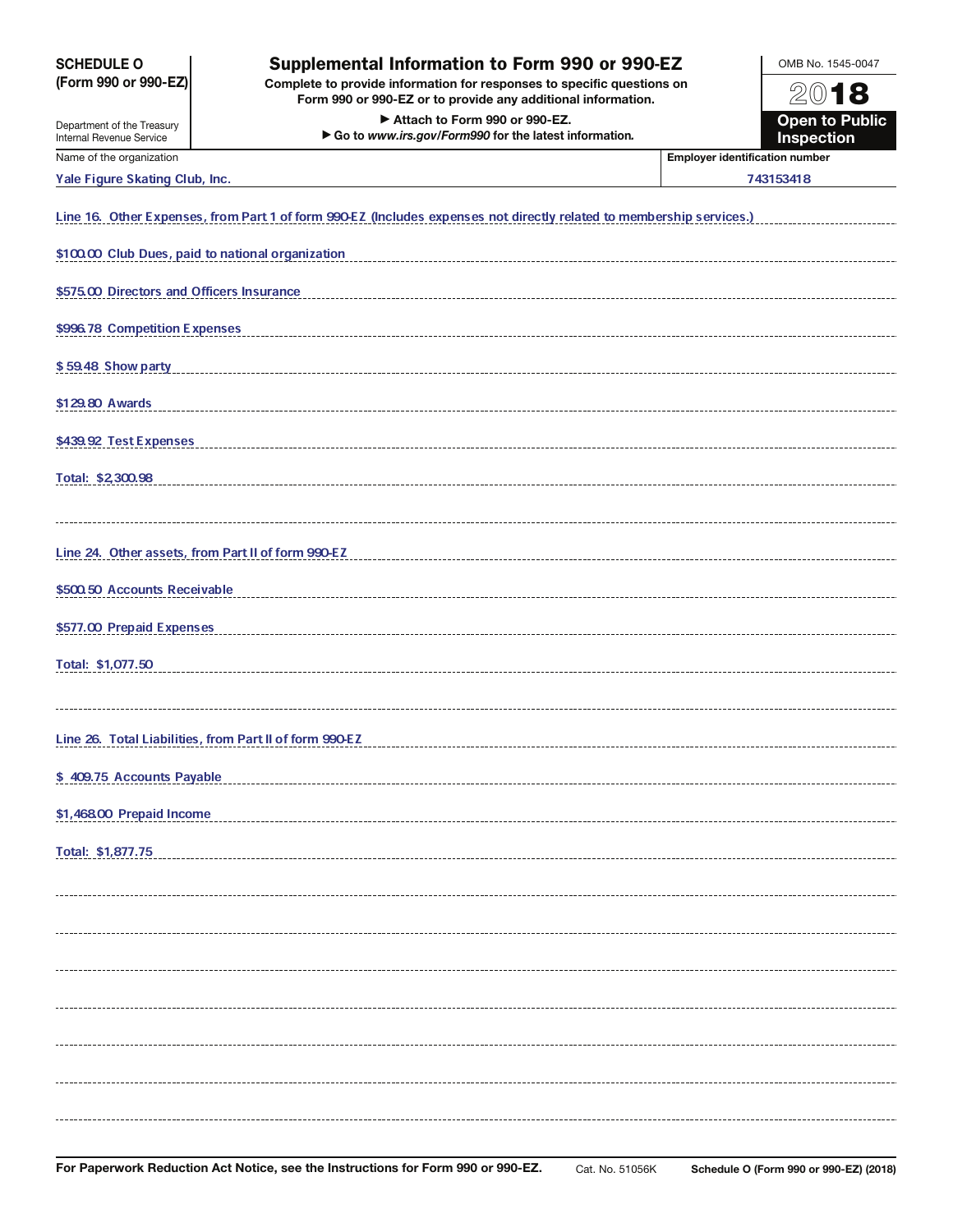**SCHEDULE O (Form 990 or 990-EZ)**

Department of the Treasury
Internal Revenue Service

# Supplemental Information to Form 990 or 990-EZ

**Complete to provide information for responses to specific questions on Form 990 or 990-EZ or to provide any additional information.**

▶ Attach to Form 990 or 990-EZ.

▶ Go to *www.irs.gov/Form990* for the latest information.

OMB No. 1545-0047

2018

**Open to Public Inspection**

Name of the organization: Yale Figure Skating Club, Inc.

Employer identification number: 743153418

Line 16. Other Expenses, from Part 1 of form 990-EZ (Includes expenses not directly related to membership services.)

$100.00 Club Dues, paid to national organization

$575.00 Directors and Officers Insurance

$996.78 Competition Expenses

$ 59.48 Show party

$129.80 Awards

$439.92 Test Expenses

Total: $2,300.98

Line 24. Other assets, from Part II of form 990-EZ

$500.50 Accounts Receivable

$577.00 Prepaid Expenses

Total: $1,077.50

Line 26. Total Liabilities, from Part II of form 990-EZ

$ 409.75 Accounts Payable

$1,468.00 Prepaid Income

Total: $1,877.75

For Paperwork Reduction Act Notice, see the Instructions for Form 990 or 990-EZ. Cat. No. 51056K Schedule O (Form 990 or 990-EZ) (2018)